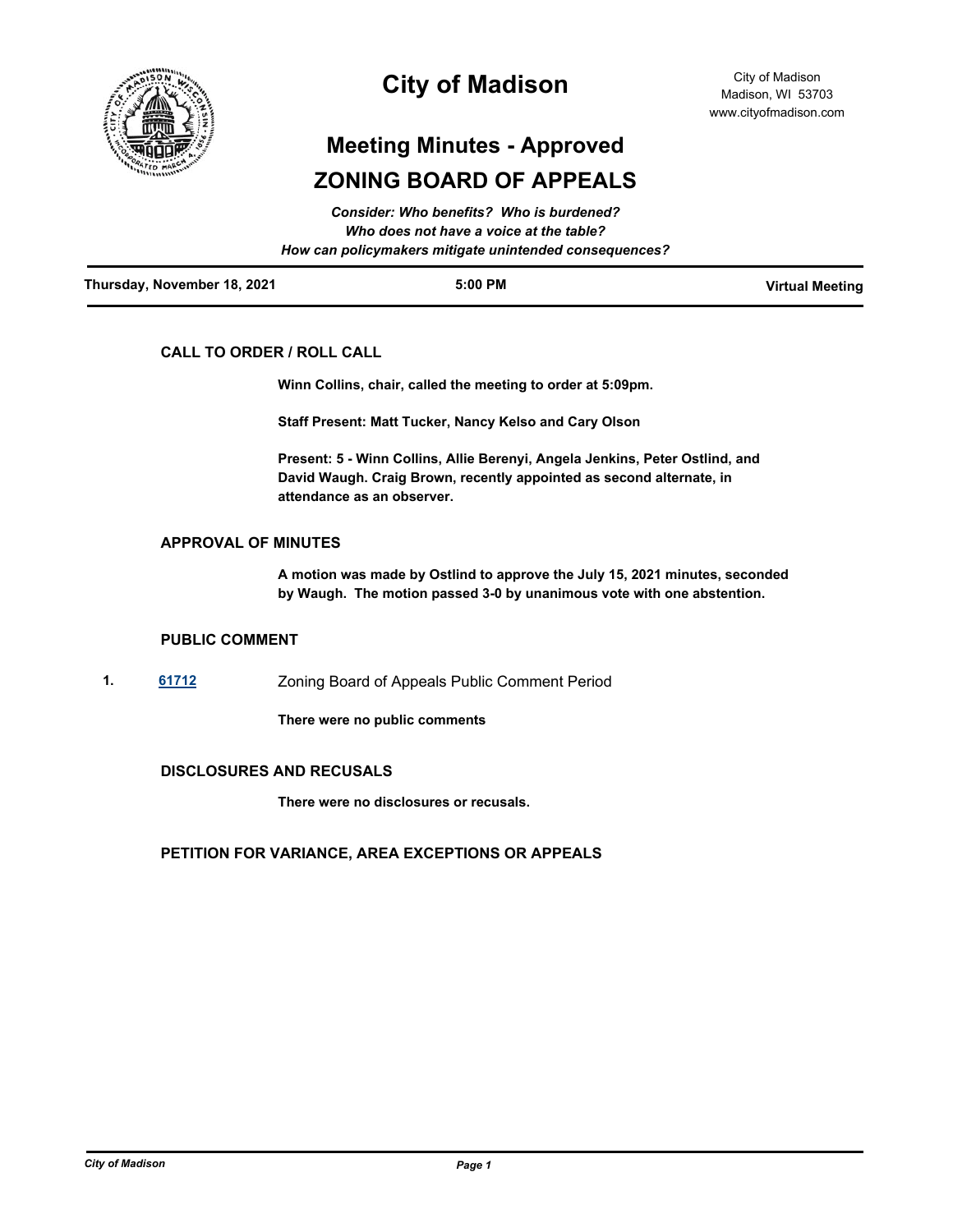# City of Madison

City of Madison
Madison, WI 53703
www.cityofmadison.com

## Meeting Minutes - Approved

## ZONING BOARD OF APPEALS

*Consider: Who benefits? Who is burdened?*
*Who does not have a voice at the table?*
*How can policymakers mitigate unintended consequences?*

**Thursday, November 18, 2021** | **5:00 PM** | **Virtual Meeting**

### CALL TO ORDER / ROLL CALL

**Winn Collins, chair, called the meeting to order at 5:09pm.**

**Staff Present: Matt Tucker, Nancy Kelso and Cary Olson**

**Present: 5 - Winn Collins, Allie Berenyi, Angela Jenkins, Peter Ostlind, and David Waugh. Craig Brown, recently appointed as second alternate, in attendance as an observer.**

### APPROVAL OF MINUTES

**A motion was made by Ostlind to approve the July 15, 2021 minutes, seconded by Waugh. The motion passed 3-0 by unanimous vote with one abstention.**

### PUBLIC COMMENT

**1.** **61712** Zoning Board of Appeals Public Comment Period

**There were no public comments**

### DISCLOSURES AND RECUSALS

**There were no disclosures or recusals.**

### PETITION FOR VARIANCE, AREA EXCEPTIONS OR APPEALS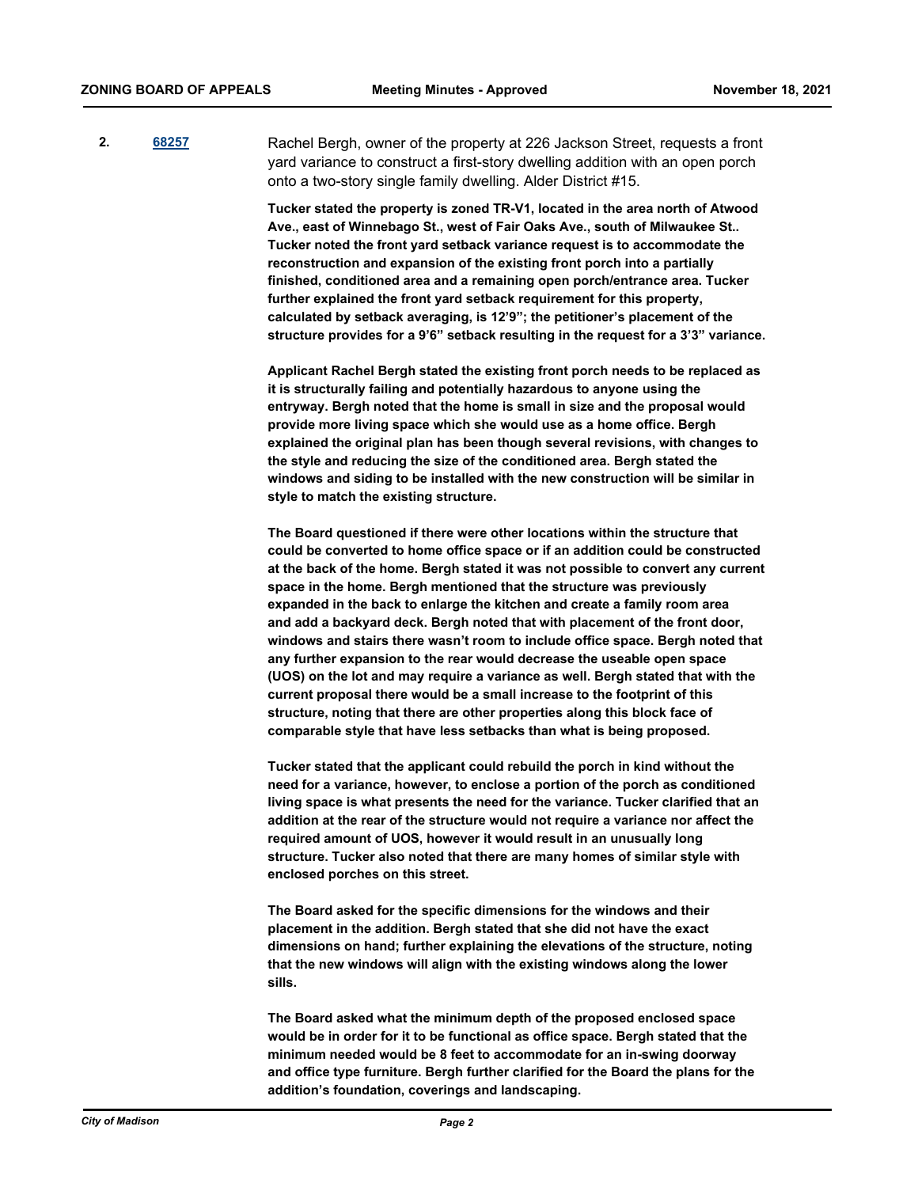2. [68257](68257) Rachel Bergh, owner of the property at 226 Jackson Street, requests a front yard variance to construct a first-story dwelling addition with an open porch onto a two-story single family dwelling. Alder District #15.

**Tucker stated the property is zoned TR-V1, located in the area north of Atwood Ave., east of Winnebago St., west of Fair Oaks Ave., south of Milwaukee St.. Tucker noted the front yard setback variance request is to accommodate the reconstruction and expansion of the existing front porch into a partially finished, conditioned area and a remaining open porch/entrance area. Tucker further explained the front yard setback requirement for this property, calculated by setback averaging, is 12'9"; the petitioner's placement of the structure provides for a 9'6" setback resulting in the request for a 3'3" variance.**

**Applicant Rachel Bergh stated the existing front porch needs to be replaced as it is structurally failing and potentially hazardous to anyone using the entryway. Bergh noted that the home is small in size and the proposal would provide more living space which she would use as a home office. Bergh explained the original plan has been though several revisions, with changes to the style and reducing the size of the conditioned area. Bergh stated the windows and siding to be installed with the new construction will be similar in style to match the existing structure.**

**The Board questioned if there were other locations within the structure that could be converted to home office space or if an addition could be constructed at the back of the home. Bergh stated it was not possible to convert any current space in the home. Bergh mentioned that the structure was previously expanded in the back to enlarge the kitchen and create a family room area and add a backyard deck. Bergh noted that with placement of the front door, windows and stairs there wasn't room to include office space. Bergh noted that any further expansion to the rear would decrease the useable open space (UOS) on the lot and may require a variance as well. Bergh stated that with the current proposal there would be a small increase to the footprint of this structure, noting that there are other properties along this block face of comparable style that have less setbacks than what is being proposed.**

**Tucker stated that the applicant could rebuild the porch in kind without the need for a variance, however, to enclose a portion of the porch as conditioned living space is what presents the need for the variance. Tucker clarified that an addition at the rear of the structure would not require a variance nor affect the required amount of UOS, however it would result in an unusually long structure. Tucker also noted that there are many homes of similar style with enclosed porches on this street.**

**The Board asked for the specific dimensions for the windows and their placement in the addition. Bergh stated that she did not have the exact dimensions on hand; further explaining the elevations of the structure, noting that the new windows will align with the existing windows along the lower sills.**

**The Board asked what the minimum depth of the proposed enclosed space would be in order for it to be functional as office space. Bergh stated that the minimum needed would be 8 feet to accommodate for an in-swing doorway and office type furniture. Bergh further clarified for the Board the plans for the addition's foundation, coverings and landscaping.**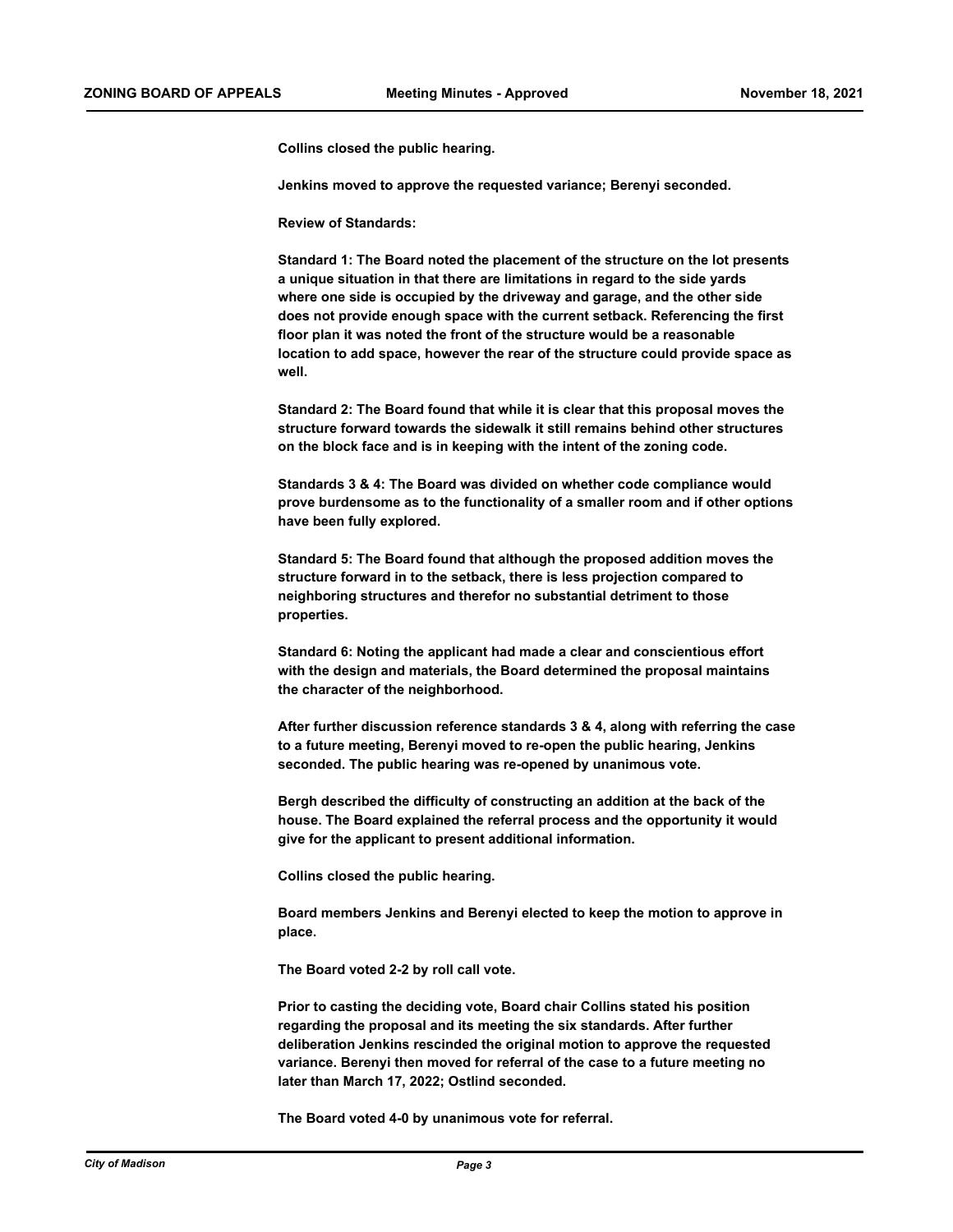**Collins closed the public hearing.**

**Jenkins moved to approve the requested variance; Berenyi seconded.**

**Review of Standards:**

**Standard 1: The Board noted the placement of the structure on the lot presents a unique situation in that there are limitations in regard to the side yards where one side is occupied by the driveway and garage, and the other side does not provide enough space with the current setback. Referencing the first floor plan it was noted the front of the structure would be a reasonable location to add space, however the rear of the structure could provide space as well.**

**Standard 2: The Board found that while it is clear that this proposal moves the structure forward towards the sidewalk it still remains behind other structures on the block face and is in keeping with the intent of the zoning code.**

**Standards 3 & 4: The Board was divided on whether code compliance would prove burdensome as to the functionality of a smaller room and if other options have been fully explored.**

**Standard 5: The Board found that although the proposed addition moves the structure forward in to the setback, there is less projection compared to neighboring structures and therefor no substantial detriment to those properties.**

**Standard 6: Noting the applicant had made a clear and conscientious effort with the design and materials, the Board determined the proposal maintains the character of the neighborhood.**

**After further discussion reference standards 3 & 4, along with referring the case to a future meeting, Berenyi moved to re-open the public hearing, Jenkins seconded. The public hearing was re-opened by unanimous vote.**

**Bergh described the difficulty of constructing an addition at the back of the house. The Board explained the referral process and the opportunity it would give for the applicant to present additional information.**

**Collins closed the public hearing.**

**Board members Jenkins and Berenyi elected to keep the motion to approve in place.**

**The Board voted 2-2 by roll call vote.**

**Prior to casting the deciding vote, Board chair Collins stated his position regarding the proposal and its meeting the six standards. After further deliberation Jenkins rescinded the original motion to approve the requested variance. Berenyi then moved for referral of the case to a future meeting no later than March 17, 2022; Ostlind seconded.**

**The Board voted 4-0 by unanimous vote for referral.**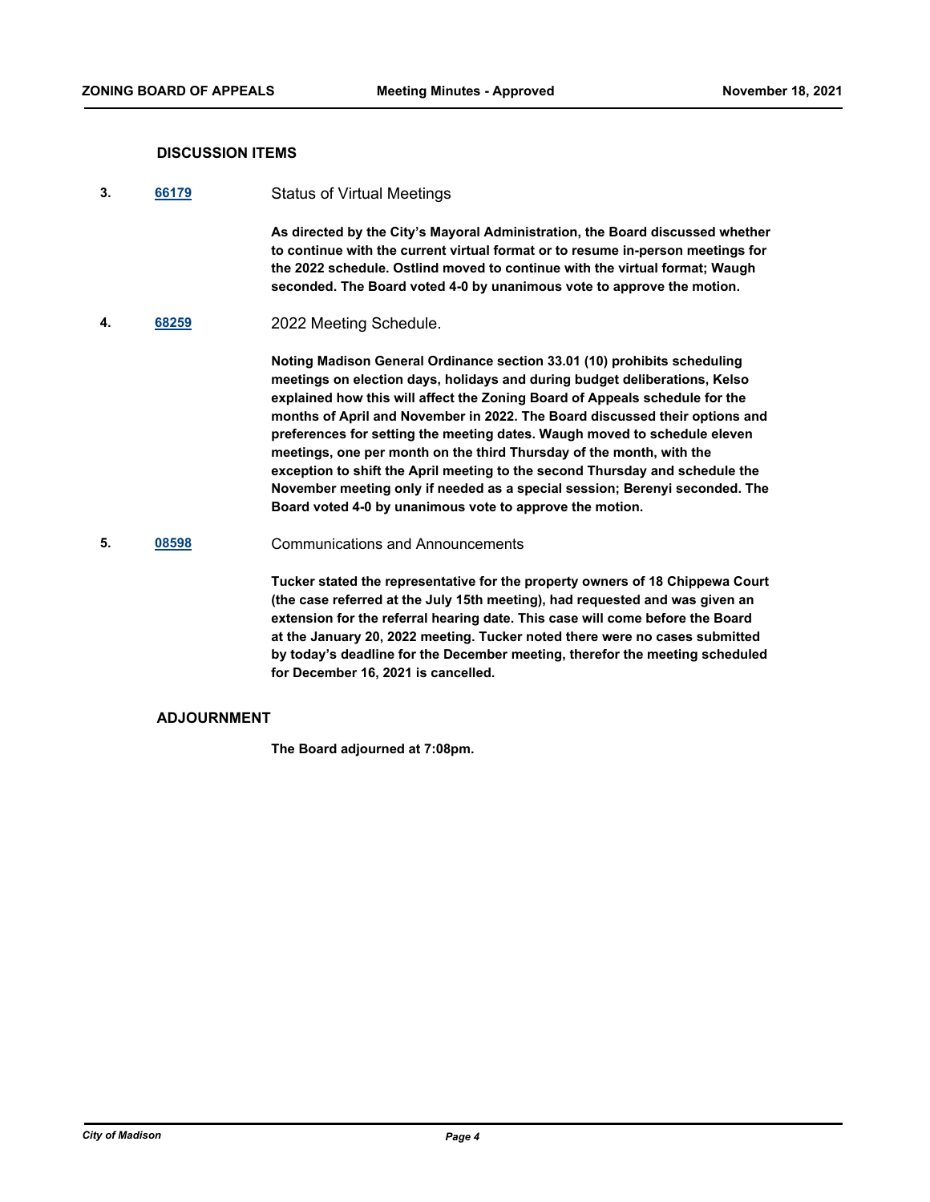## DISCUSSION ITEMS

**3.** **66179** Status of Virtual Meetings

**As directed by the City's Mayoral Administration, the Board discussed whether to continue with the current virtual format or to resume in-person meetings for the 2022 schedule. Ostlind moved to continue with the virtual format; Waugh seconded. The Board voted 4-0 by unanimous vote to approve the motion.**

**4.** **68259** 2022 Meeting Schedule.

**Noting Madison General Ordinance section 33.01 (10) prohibits scheduling meetings on election days, holidays and during budget deliberations, Kelso explained how this will affect the Zoning Board of Appeals schedule for the months of April and November in 2022. The Board discussed their options and preferences for setting the meeting dates. Waugh moved to schedule eleven meetings, one per month on the third Thursday of the month, with the exception to shift the April meeting to the second Thursday and schedule the November meeting only if needed as a special session; Berenyi seconded. The Board voted 4-0 by unanimous vote to approve the motion.**

**5.** **08598** Communications and Announcements

**Tucker stated the representative for the property owners of 18 Chippewa Court (the case referred at the July 15th meeting), had requested and was given an extension for the referral hearing date. This case will come before the Board at the January 20, 2022 meeting. Tucker noted there were no cases submitted by today's deadline for the December meeting, therefor the meeting scheduled for December 16, 2021 is cancelled.**

## ADJOURNMENT

**The Board adjourned at 7:08pm.**